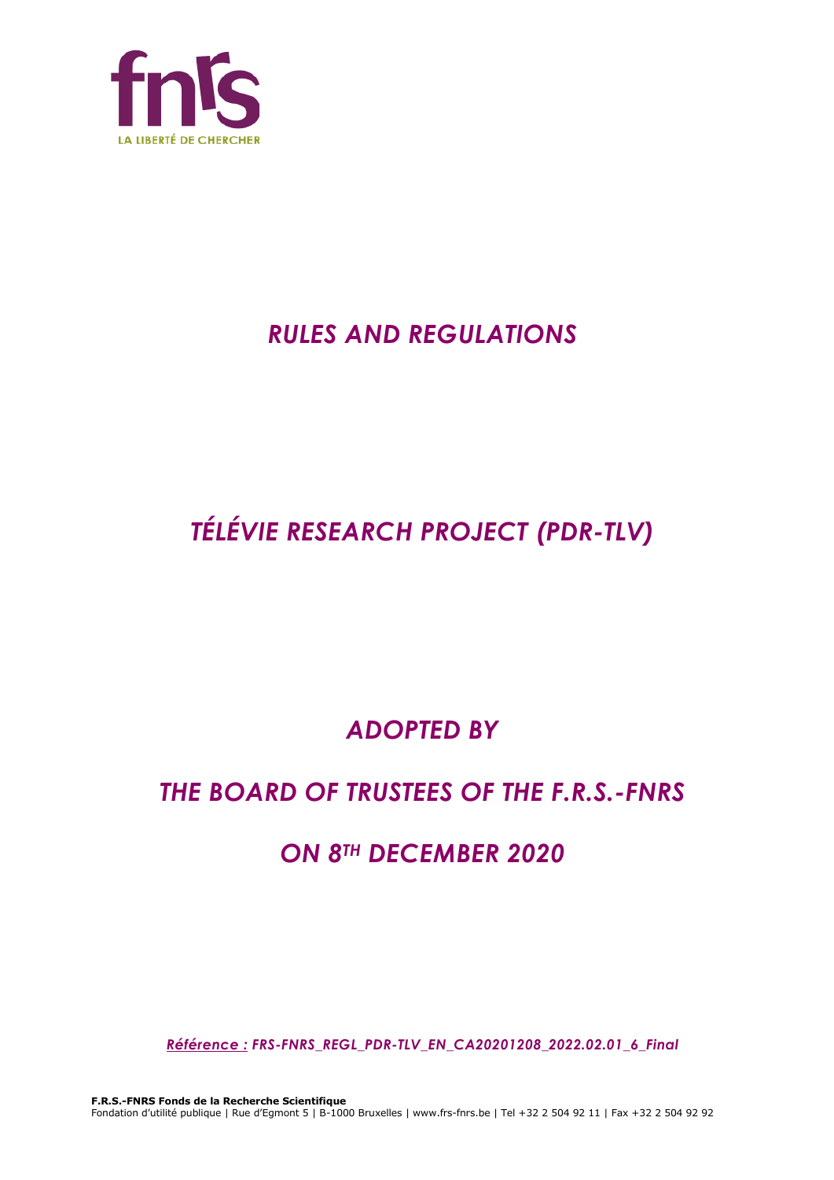# *RULES AND REGULATIONS*

# *TÉLÉVIE RESEARCH PROJECT (PDR-TLV)*

## *ADOPTED BY*

## *THE BOARD OF TRUSTEES OF THE F.R.S.-FNRS*

## *ON 8TH DECEMBER 2020*

*Référence : FRS-FNRS_REGL_PDR-TLV_EN_CA20201208_2022.02.01_6_Final*

**F.R.S.-FNRS Fonds de la Recherche Scientifique**
Fondation d'utilité publique | Rue d'Egmont 5 | B-1000 Bruxelles | www.frs-fnrs.be | Tel +32 2 504 92 11 | Fax +32 2 504 92 92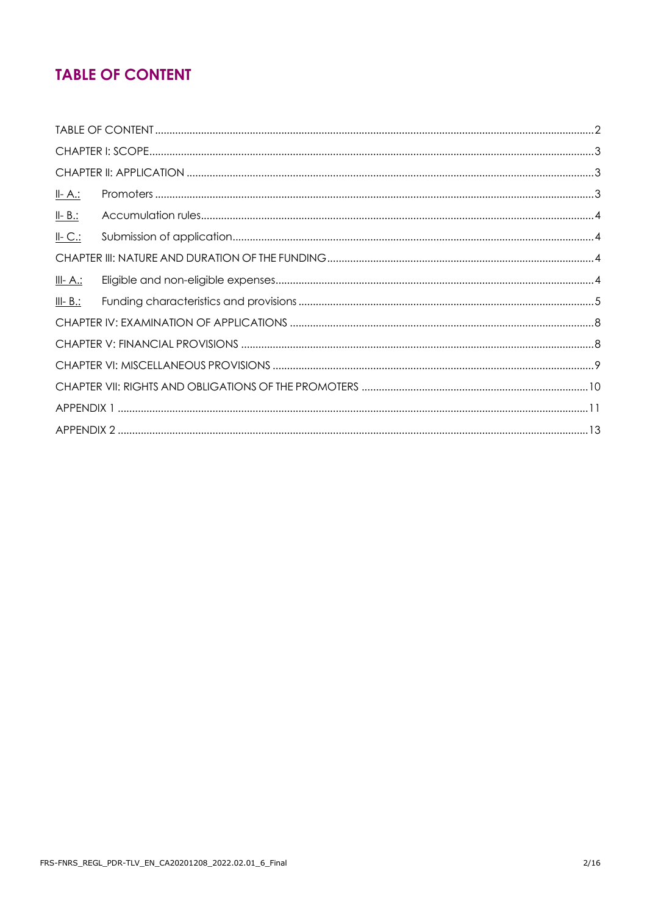# TABLE OF CONTENT

TABLE OF CONTENT .......... 2
CHAPTER I: SCOPE .......... 3
CHAPTER II: APPLICATION .......... 3
II- A.: Promoters .......... 3
II- B.: Accumulation rules .......... 4
II- C.: Submission of application .......... 4
CHAPTER III: NATURE AND DURATION OF THE FUNDING .......... 4
III- A.: Eligible and non-eligible expenses .......... 4
III- B.: Funding characteristics and provisions .......... 5
CHAPTER IV: EXAMINATION OF APPLICATIONS .......... 8
CHAPTER V: FINANCIAL PROVISIONS .......... 8
CHAPTER VI: MISCELLANEOUS PROVISIONS .......... 9
CHAPTER VII: RIGHTS AND OBLIGATIONS OF THE PROMOTERS .......... 10
APPENDIX 1 .......... 11
APPENDIX 2 .......... 13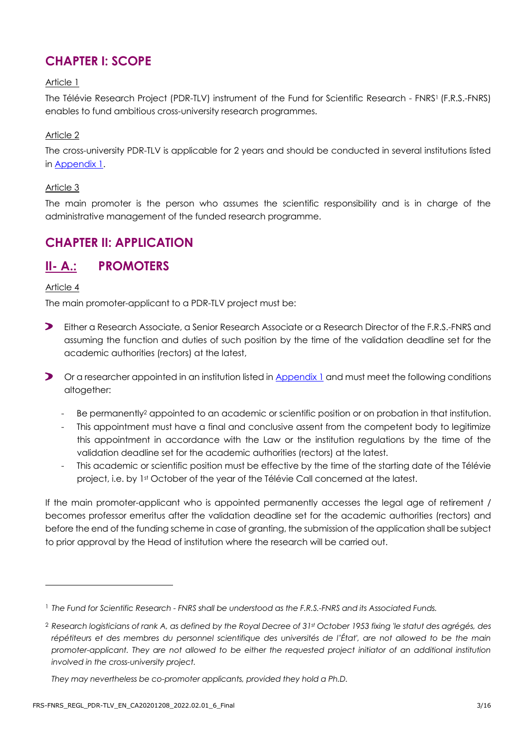## CHAPTER I: SCOPE

Article 1

The Télévie Research Project (PDR-TLV) instrument of the Fund for Scientific Research - FNRS[1] (F.R.S.-FNRS) enables to fund ambitious cross-university research programmes.

Article 2

The cross-university PDR-TLV is applicable for 2 years and should be conducted in several institutions listed in Appendix 1.

Article 3

The main promoter is the person who assumes the scientific responsibility and is in charge of the administrative management of the funded research programme.

## CHAPTER II: APPLICATION

### II- A.: PROMOTERS

Article 4

The main promoter-applicant to a PDR-TLV project must be:

- Either a Research Associate, a Senior Research Associate or a Research Director of the F.R.S.-FNRS and assuming the function and duties of such position by the time of the validation deadline set for the academic authorities (rectors) at the latest,
- Or a researcher appointed in an institution listed in Appendix 1 and must meet the following conditions altogether:
  - Be permanently[2] appointed to an academic or scientific position or on probation in that institution.
  - This appointment must have a final and conclusive assent from the competent body to legitimize this appointment in accordance with the Law or the institution regulations by the time of the validation deadline set for the academic authorities (rectors) at the latest.
  - This academic or scientific position must be effective by the time of the starting date of the Télévie project, i.e. by 1st October of the year of the Télévie Call concerned at the latest.

If the main promoter-applicant who is appointed permanently accesses the legal age of retirement / becomes professor emeritus after the validation deadline set for the academic authorities (rectors) and before the end of the funding scheme in case of granting, the submission of the application shall be subject to prior approval by the Head of institution where the research will be carried out.

---

[1] *The Fund for Scientific Research - FNRS shall be understood as the F.R.S.-FNRS and its Associated Funds.*

[2] *Research logisticians of rank A, as defined by the Royal Decree of 31st October 1953 fixing 'le statut des agrégés, des répétiteurs et des membres du personnel scientifique des universités de l'État', are not allowed to be the main promoter-applicant. They are not allowed to be either the requested project initiator of an additional institution involved in the cross-university project.*

*They may nevertheless be co-promoter applicants, provided they hold a Ph.D.*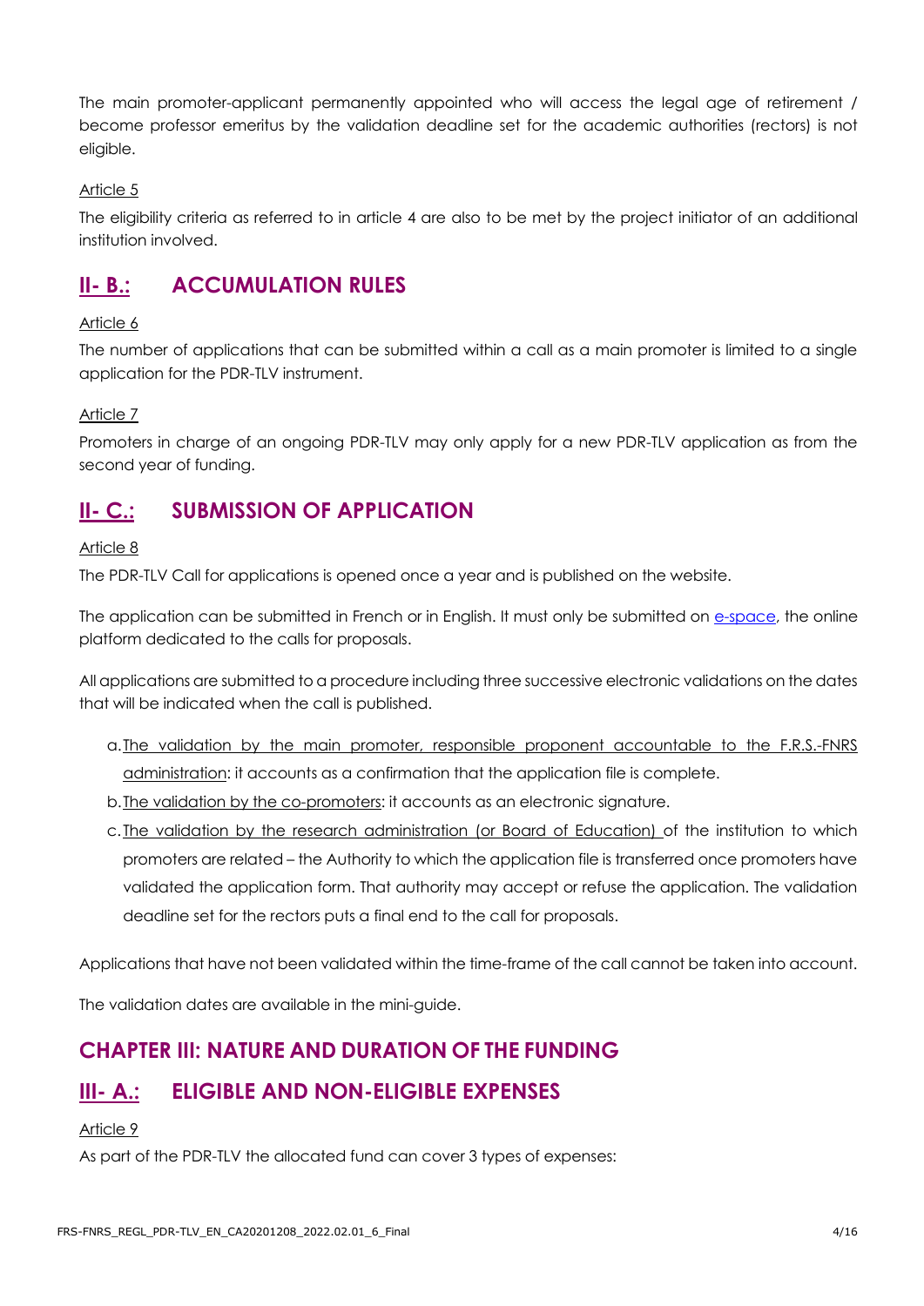The main promoter-applicant permanently appointed who will access the legal age of retirement / become professor emeritus by the validation deadline set for the academic authorities (rectors) is not eligible.

Article 5

The eligibility criteria as referred to in article 4 are also to be met by the project initiator of an additional institution involved.

## II- B.: ACCUMULATION RULES

Article 6

The number of applications that can be submitted within a call as a main promoter is limited to a single application for the PDR-TLV instrument.

Article 7

Promoters in charge of an ongoing PDR-TLV may only apply for a new PDR-TLV application as from the second year of funding.

## II- C.: SUBMISSION OF APPLICATION

Article 8

The PDR-TLV Call for applications is opened once a year and is published on the website.

The application can be submitted in French or in English. It must only be submitted on e-space, the online platform dedicated to the calls for proposals.

All applications are submitted to a procedure including three successive electronic validations on the dates that will be indicated when the call is published.

a. The validation by the main promoter, responsible proponent accountable to the F.R.S.-FNRS administration: it accounts as a confirmation that the application file is complete.
b. The validation by the co-promoters: it accounts as an electronic signature.
c. The validation by the research administration (or Board of Education) of the institution to which promoters are related – the Authority to which the application file is transferred once promoters have validated the application form. That authority may accept or refuse the application. The validation deadline set for the rectors puts a final end to the call for proposals.

Applications that have not been validated within the time-frame of the call cannot be taken into account.

The validation dates are available in the mini-guide.

# CHAPTER III: NATURE AND DURATION OF THE FUNDING

## III- A.: ELIGIBLE AND NON-ELIGIBLE EXPENSES

Article 9

As part of the PDR-TLV the allocated fund can cover 3 types of expenses: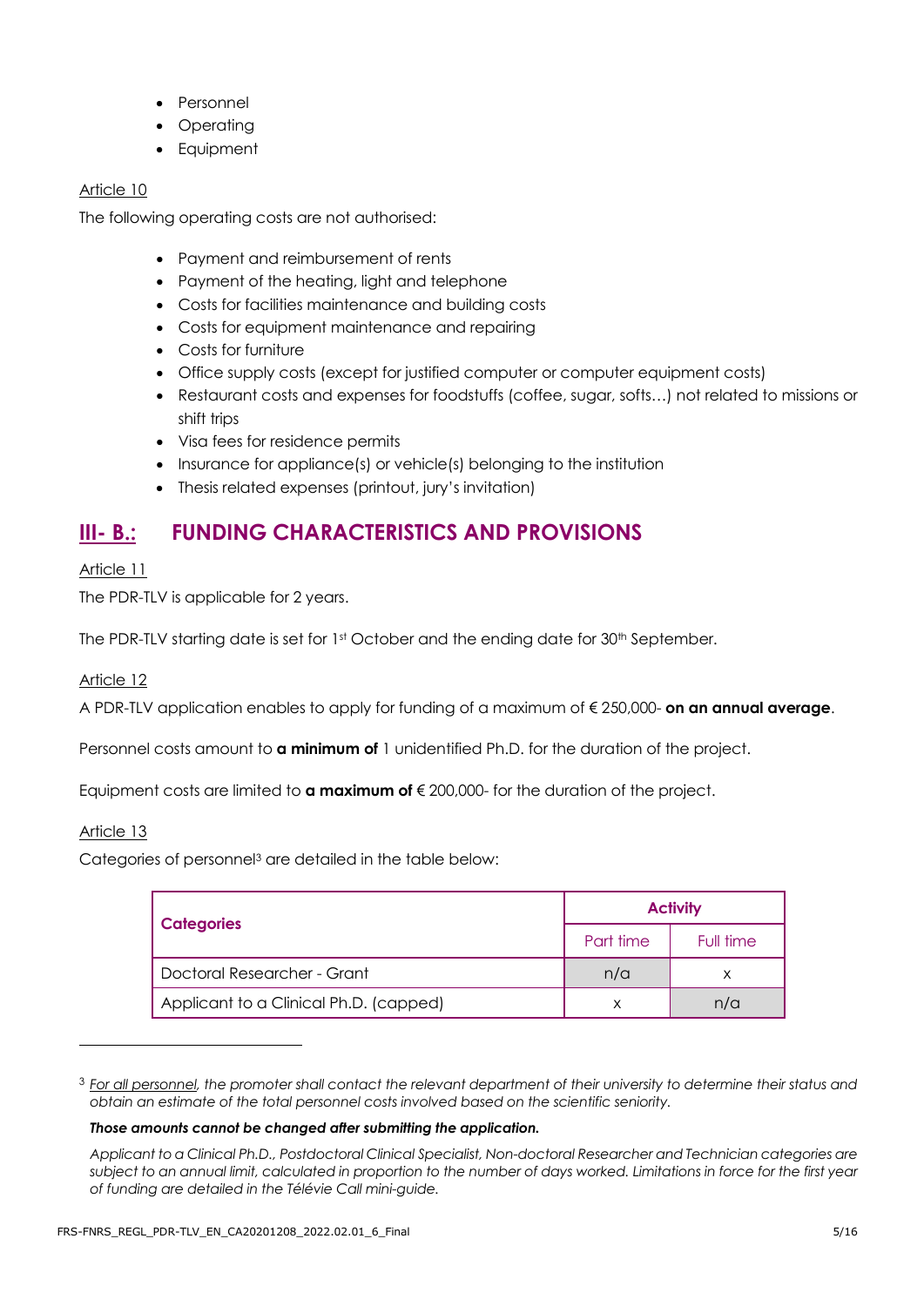- Personnel
- Operating
- Equipment

Article 10

The following operating costs are not authorised:

- Payment and reimbursement of rents
- Payment of the heating, light and telephone
- Costs for facilities maintenance and building costs
- Costs for equipment maintenance and repairing
- Costs for furniture
- Office supply costs (except for justified computer or computer equipment costs)
- Restaurant costs and expenses for foodstuffs (coffee, sugar, softs…) not related to missions or shift trips
- Visa fees for residence permits
- Insurance for appliance(s) or vehicle(s) belonging to the institution
- Thesis related expenses (printout, jury's invitation)

## III- B.: FUNDING CHARACTERISTICS AND PROVISIONS

Article 11

The PDR-TLV is applicable for 2 years.

The PDR-TLV starting date is set for 1st October and the ending date for 30th September.

Article 12

A PDR-TLV application enables to apply for funding of a maximum of € 250,000- **on an annual average**.

Personnel costs amount to **a minimum of** 1 unidentified Ph.D. for the duration of the project.

Equipment costs are limited to **a maximum of** € 200,000- for the duration of the project.

Article 13

Categories of personnel[3] are detailed in the table below:

| Categories | Activity | |
|---|---|---|
| | Part time | Full time |
| Doctoral Researcher - Grant | n/a | x |
| Applicant to a Clinical Ph.D. (capped) | x | n/a |

[3] *For all personnel, the promoter shall contact the relevant department of their university to determine their status and obtain an estimate of the total personnel costs involved based on the scientific seniority.*

***Those amounts cannot be changed after submitting the application.***

*Applicant to a Clinical Ph.D., Postdoctoral Clinical Specialist, Non-doctoral Researcher and Technician categories are subject to an annual limit, calculated in proportion to the number of days worked. Limitations in force for the first year of funding are detailed in the Télévie Call mini-guide.*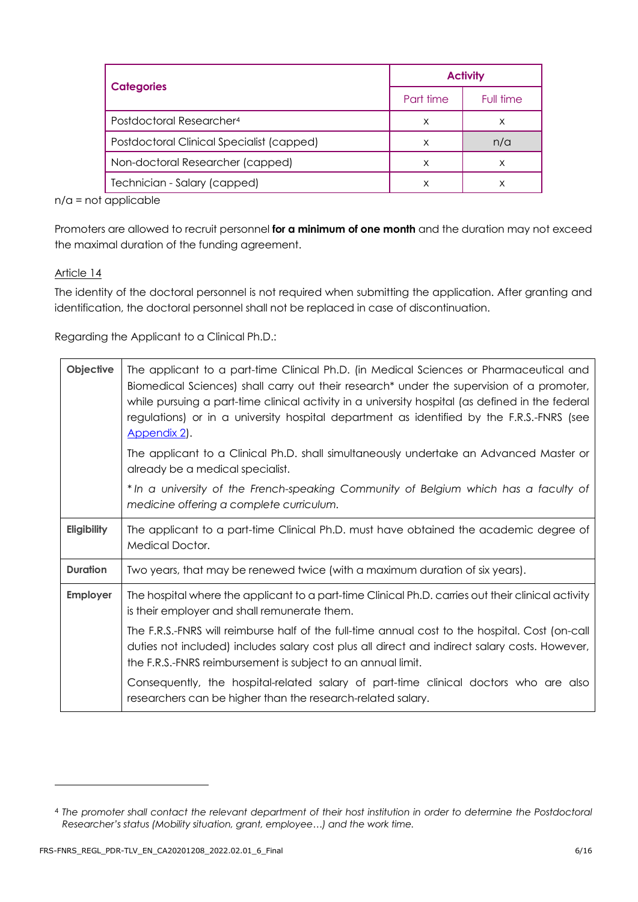| Categories | Activity | |
|---|---|---|
| | Part time | Full time |
| Postdoctoral Researcher[4] | x | x |
| Postdoctoral Clinical Specialist (capped) | x | n/a |
| Non-doctoral Researcher (capped) | x | x |
| Technician - Salary (capped) | x | x |

n/a = not applicable

Promoters are allowed to recruit personnel **for a minimum of one month** and the duration may not exceed the maximal duration of the funding agreement.

## Article 14

The identity of the doctoral personnel is not required when submitting the application. After granting and identification, the doctoral personnel shall not be replaced in case of discontinuation.

Regarding the Applicant to a Clinical Ph.D.:

| | |
|---|---|
| **Objective** | The applicant to a part-time Clinical Ph.D. (in Medical Sciences or Pharmaceutical and Biomedical Sciences) shall carry out their research* under the supervision of a promoter, while pursuing a part-time clinical activity in a university hospital (as defined in the federal regulations) or in a university hospital department as identified by the F.R.S.-FNRS (see Appendix 2).<br><br>The applicant to a Clinical Ph.D. shall simultaneously undertake an Advanced Master or already be a medical specialist.<br><br>*\*In a university of the French-speaking Community of Belgium which has a faculty of medicine offering a complete curriculum.* |
| **Eligibility** | The applicant to a part-time Clinical Ph.D. must have obtained the academic degree of Medical Doctor. |
| **Duration** | Two years, that may be renewed twice (with a maximum duration of six years). |
| **Employer** | The hospital where the applicant to a part-time Clinical Ph.D. carries out their clinical activity is their employer and shall remunerate them.<br><br>The F.R.S.-FNRS will reimburse half of the full-time annual cost to the hospital. Cost (on-call duties not included) includes salary cost plus all direct and indirect salary costs. However, the F.R.S.-FNRS reimbursement is subject to an annual limit.<br><br>Consequently, the hospital-related salary of part-time clinical doctors who are also researchers can be higher than the research-related salary. |

[4] *The promoter shall contact the relevant department of their host institution in order to determine the Postdoctoral Researcher's status (Mobility situation, grant, employee…) and the work time.*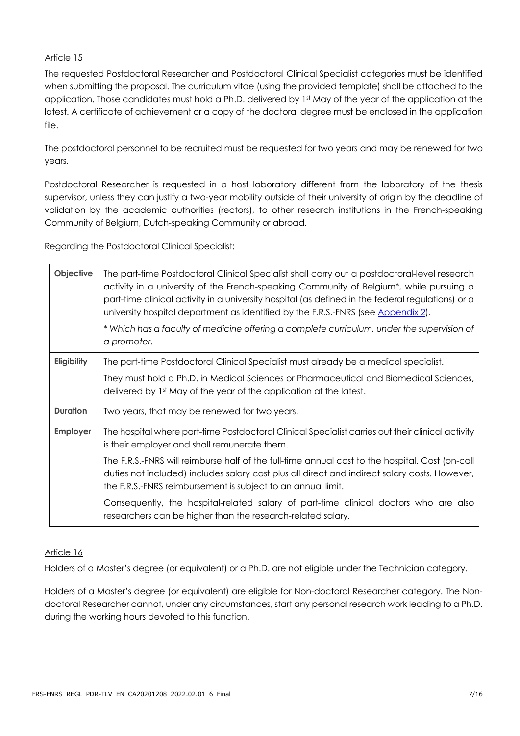## Article 15

The requested Postdoctoral Researcher and Postdoctoral Clinical Specialist categories must be identified when submitting the proposal. The curriculum vitae (using the provided template) shall be attached to the application. Those candidates must hold a Ph.D. delivered by 1st May of the year of the application at the latest. A certificate of achievement or a copy of the doctoral degree must be enclosed in the application file.

The postdoctoral personnel to be recruited must be requested for two years and may be renewed for two years.

Postdoctoral Researcher is requested in a host laboratory different from the laboratory of the thesis supervisor, unless they can justify a two-year mobility outside of their university of origin by the deadline of validation by the academic authorities (rectors), to other research institutions in the French-speaking Community of Belgium, Dutch-speaking Community or abroad.

Regarding the Postdoctoral Clinical Specialist:

| | |
|---|---|
| **Objective** | The part-time Postdoctoral Clinical Specialist shall carry out a postdoctoral-level research activity in a university of the French-speaking Community of Belgium*, while pursuing a part-time clinical activity in a university hospital (as defined in the federal regulations) or a university hospital department as identified by the F.R.S.-FNRS (see Appendix 2).<br>*\* Which has a faculty of medicine offering a complete curriculum, under the supervision of a promoter.* |
| **Eligibility** | The part-time Postdoctoral Clinical Specialist must already be a medical specialist.<br>They must hold a Ph.D. in Medical Sciences or Pharmaceutical and Biomedical Sciences, delivered by 1st May of the year of the application at the latest. |
| **Duration** | Two years, that may be renewed for two years. |
| **Employer** | The hospital where part-time Postdoctoral Clinical Specialist carries out their clinical activity is their employer and shall remunerate them.<br>The F.R.S.-FNRS will reimburse half of the full-time annual cost to the hospital. Cost (on-call duties not included) includes salary cost plus all direct and indirect salary costs. However, the F.R.S.-FNRS reimbursement is subject to an annual limit.<br>Consequently, the hospital-related salary of part-time clinical doctors who are also researchers can be higher than the research-related salary. |

## Article 16

Holders of a Master's degree (or equivalent) or a Ph.D. are not eligible under the Technician category.

Holders of a Master's degree (or equivalent) are eligible for Non-doctoral Researcher category. The Non-doctoral Researcher cannot, under any circumstances, start any personal research work leading to a Ph.D. during the working hours devoted to this function.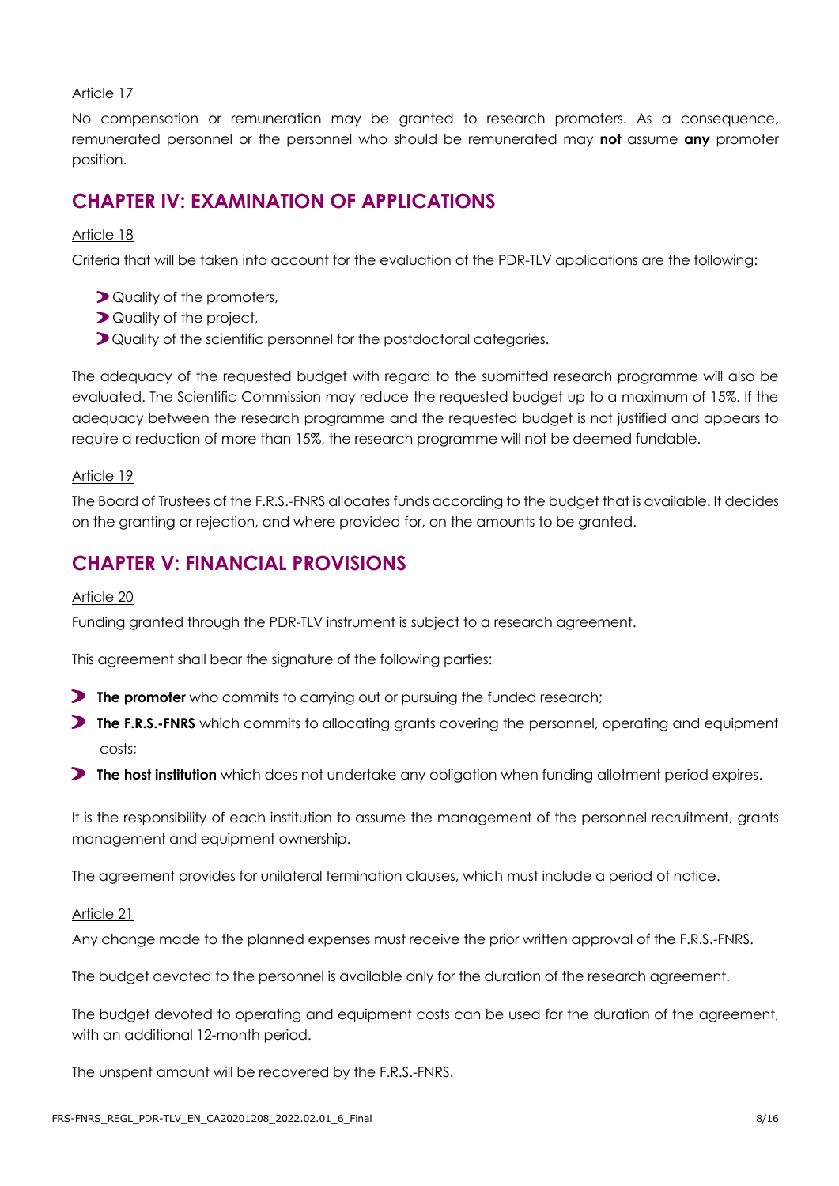Article 17

No compensation or remuneration may be granted to research promoters. As a consequence, remunerated personnel or the personnel who should be remunerated may **not** assume **any** promoter position.

## CHAPTER IV: EXAMINATION OF APPLICATIONS

Article 18

Criteria that will be taken into account for the evaluation of the PDR-TLV applications are the following:

- Quality of the promoters,
- Quality of the project,
- Quality of the scientific personnel for the postdoctoral categories.

The adequacy of the requested budget with regard to the submitted research programme will also be evaluated. The Scientific Commission may reduce the requested budget up to a maximum of 15%. If the adequacy between the research programme and the requested budget is not justified and appears to require a reduction of more than 15%, the research programme will not be deemed fundable.

Article 19

The Board of Trustees of the F.R.S.-FNRS allocates funds according to the budget that is available. It decides on the granting or rejection, and where provided for, on the amounts to be granted.

## CHAPTER V: FINANCIAL PROVISIONS

Article 20

Funding granted through the PDR-TLV instrument is subject to a research agreement.

This agreement shall bear the signature of the following parties:

- **The promoter** who commits to carrying out or pursuing the funded research;
- **The F.R.S.-FNRS** which commits to allocating grants covering the personnel, operating and equipment costs;
- **The host institution** which does not undertake any obligation when funding allotment period expires.

It is the responsibility of each institution to assume the management of the personnel recruitment, grants management and equipment ownership.

The agreement provides for unilateral termination clauses, which must include a period of notice.

Article 21

Any change made to the planned expenses must receive the prior written approval of the F.R.S.-FNRS.

The budget devoted to the personnel is available only for the duration of the research agreement.

The budget devoted to operating and equipment costs can be used for the duration of the agreement, with an additional 12-month period.

The unspent amount will be recovered by the F.R.S.-FNRS.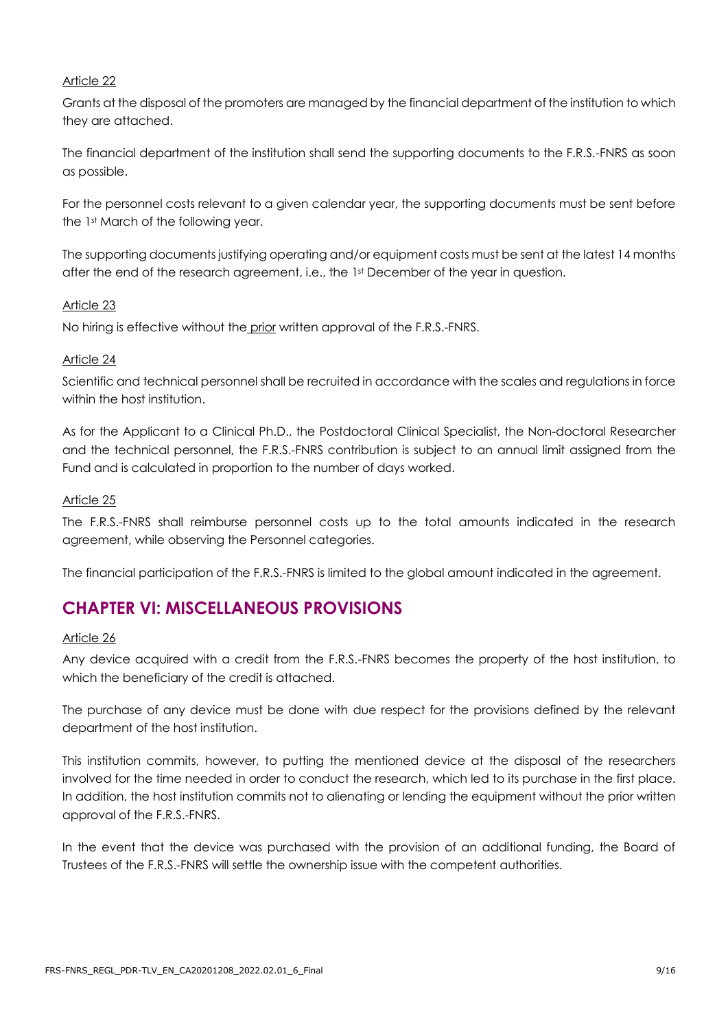Article 22

Grants at the disposal of the promoters are managed by the financial department of the institution to which they are attached.

The financial department of the institution shall send the supporting documents to the F.R.S.-FNRS as soon as possible.

For the personnel costs relevant to a given calendar year, the supporting documents must be sent before the 1st March of the following year.

The supporting documents justifying operating and/or equipment costs must be sent at the latest 14 months after the end of the research agreement, i.e., the 1st December of the year in question.

Article 23

No hiring is effective without the prior written approval of the F.R.S.-FNRS.

Article 24

Scientific and technical personnel shall be recruited in accordance with the scales and regulations in force within the host institution.

As for the Applicant to a Clinical Ph.D., the Postdoctoral Clinical Specialist, the Non-doctoral Researcher and the technical personnel, the F.R.S.-FNRS contribution is subject to an annual limit assigned from the Fund and is calculated in proportion to the number of days worked.

Article 25

The F.R.S.-FNRS shall reimburse personnel costs up to the total amounts indicated in the research agreement, while observing the Personnel categories.

The financial participation of the F.R.S.-FNRS is limited to the global amount indicated in the agreement.

## CHAPTER VI: MISCELLANEOUS PROVISIONS

Article 26

Any device acquired with a credit from the F.R.S.-FNRS becomes the property of the host institution, to which the beneficiary of the credit is attached.

The purchase of any device must be done with due respect for the provisions defined by the relevant department of the host institution.

This institution commits, however, to putting the mentioned device at the disposal of the researchers involved for the time needed in order to conduct the research, which led to its purchase in the first place. In addition, the host institution commits not to alienating or lending the equipment without the prior written approval of the F.R.S.-FNRS.

In the event that the device was purchased with the provision of an additional funding, the Board of Trustees of the F.R.S.-FNRS will settle the ownership issue with the competent authorities.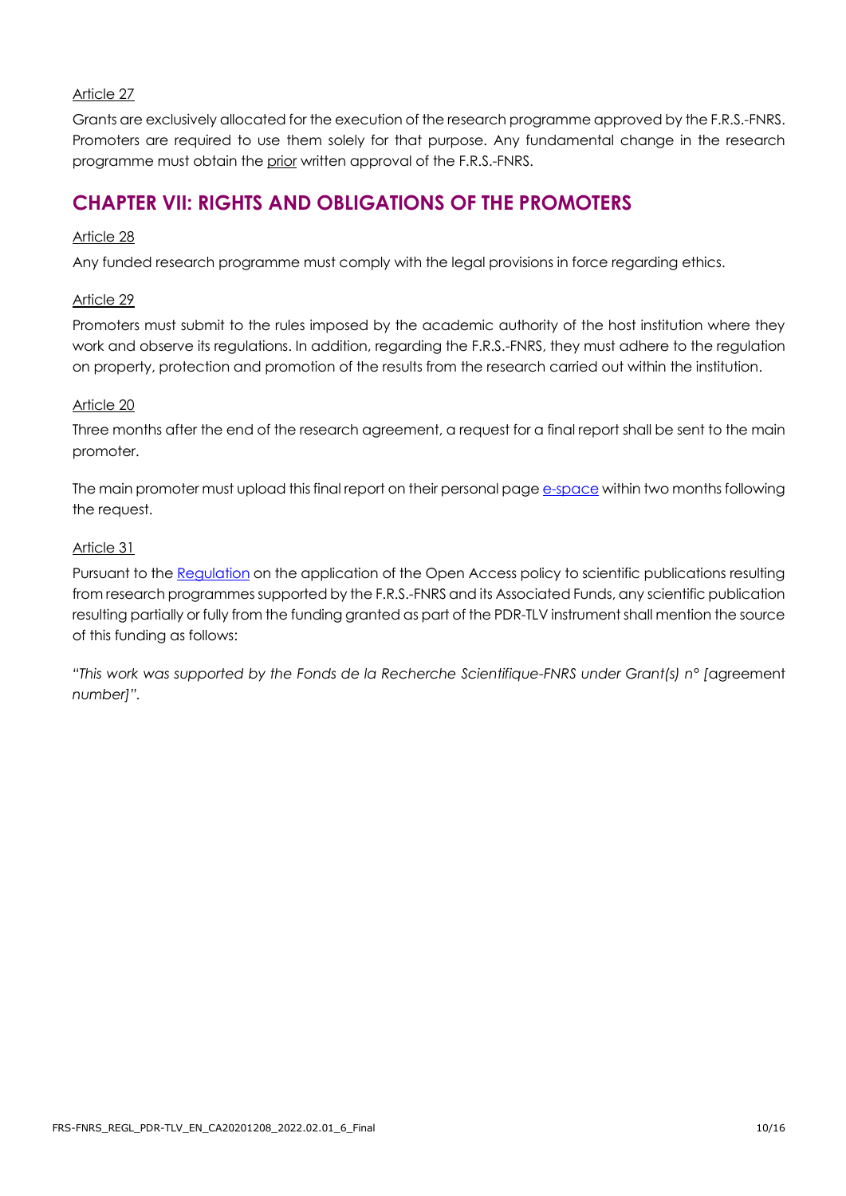Article 27

Grants are exclusively allocated for the execution of the research programme approved by the F.R.S.-FNRS. Promoters are required to use them solely for that purpose. Any fundamental change in the research programme must obtain the prior written approval of the F.R.S.-FNRS.

## CHAPTER VII: RIGHTS AND OBLIGATIONS OF THE PROMOTERS

Article 28

Any funded research programme must comply with the legal provisions in force regarding ethics.

Article 29

Promoters must submit to the rules imposed by the academic authority of the host institution where they work and observe its regulations. In addition, regarding the F.R.S.-FNRS, they must adhere to the regulation on property, protection and promotion of the results from the research carried out within the institution.

Article 20

Three months after the end of the research agreement, a request for a final report shall be sent to the main promoter.

The main promoter must upload this final report on their personal page e-space within two months following the request.

Article 31

Pursuant to the Regulation on the application of the Open Access policy to scientific publications resulting from research programmes supported by the F.R.S.-FNRS and its Associated Funds, any scientific publication resulting partially or fully from the funding granted as part of the PDR-TLV instrument shall mention the source of this funding as follows:

*"This work was supported by the Fonds de la Recherche Scientifique-FNRS under Grant(s) n° [*agreement *number]".*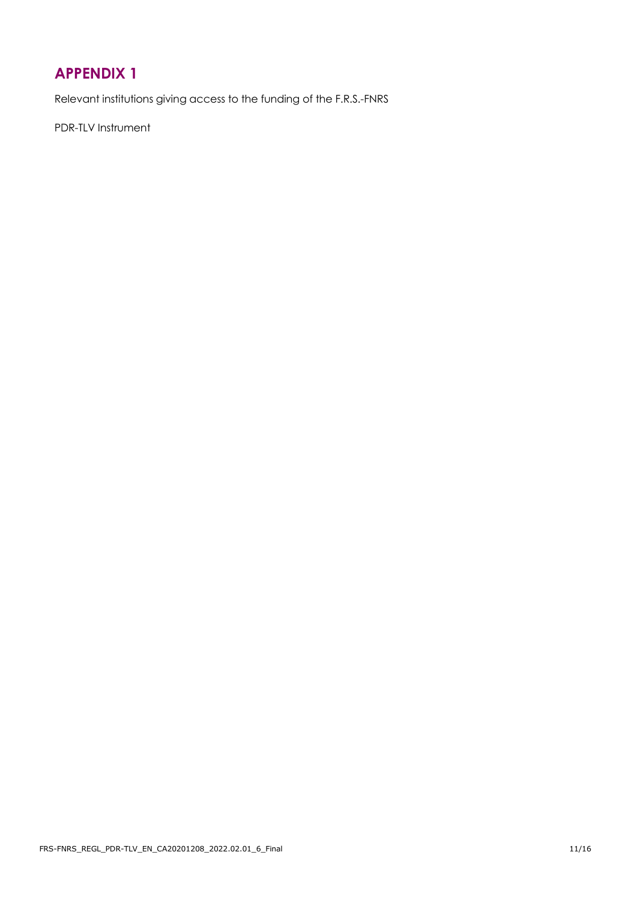# APPENDIX 1

Relevant institutions giving access to the funding of the F.R.S.-FNRS

PDR-TLV Instrument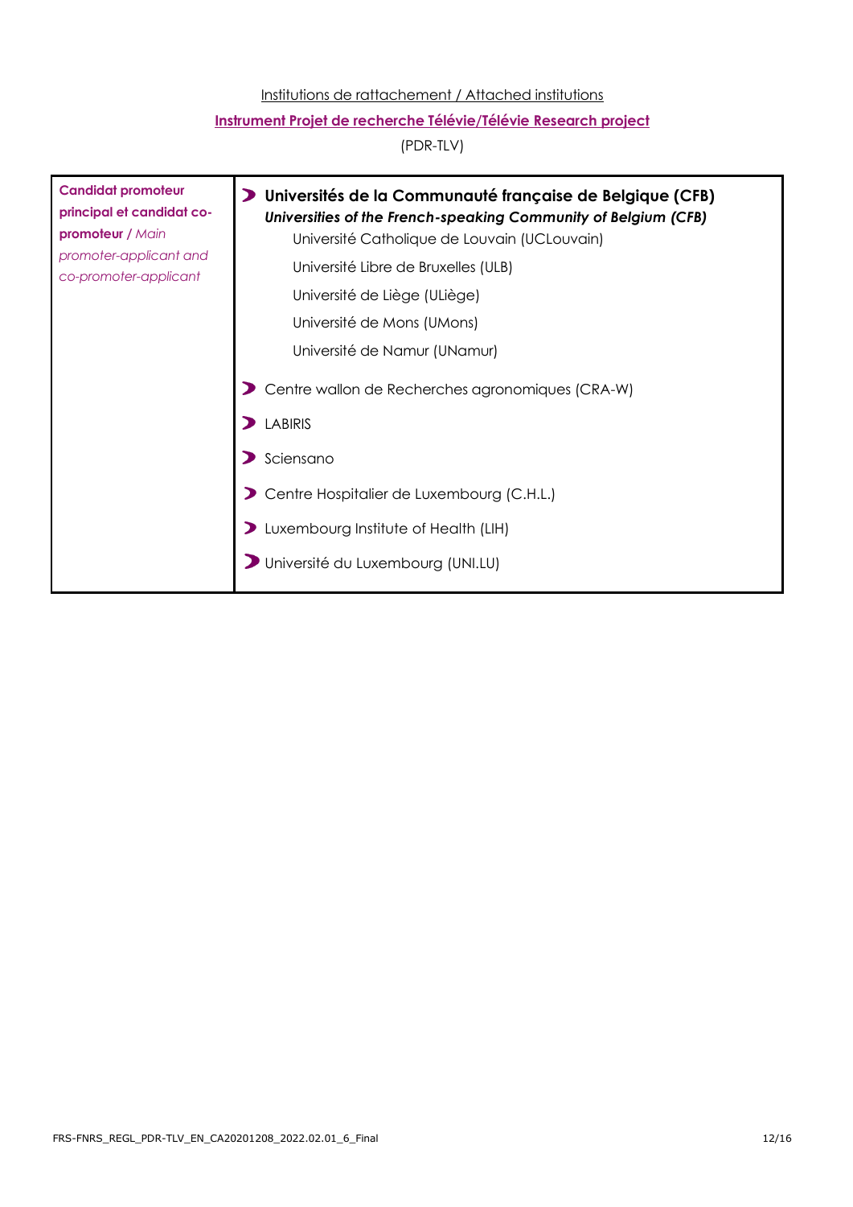<u>Institutions de rattachement / Attached institutions</u>

<u>**Instrument Projet de recherche Télévie/Télévie Research project**</u>

(PDR-TLV)

| **Candidat promoteur principal et candidat co-promoteur** / *Main promoter-applicant and co-promoter-applicant* | **Universités de la Communauté française de Belgique (CFB)**<br>***Universities of the French-speaking Community of Belgium (CFB)***<br>Université Catholique de Louvain (UCLouvain)<br>Université Libre de Bruxelles (ULB)<br>Université de Liège (ULiège)<br>Université de Mons (UMons)<br>Université de Namur (UNamur)<br><br>Centre wallon de Recherches agronomiques (CRA-W)<br><br>LABIRIS<br><br>Sciensano<br><br>Centre Hospitalier de Luxembourg (C.H.L.)<br><br>Luxembourg Institute of Health (LIH)<br><br>Université du Luxembourg (UNI.LU) |
|---|---|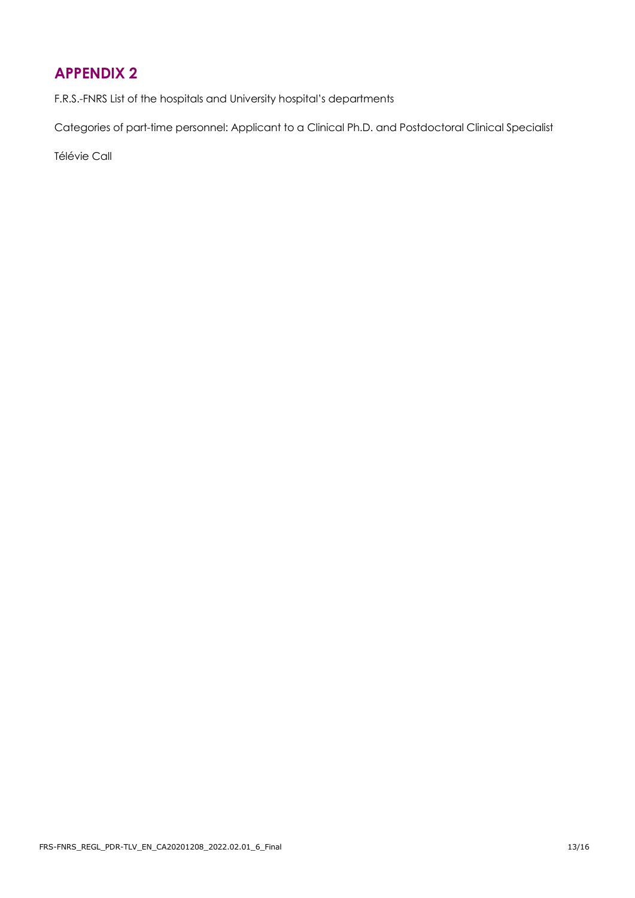# APPENDIX 2

F.R.S.-FNRS List of the hospitals and University hospital's departments

Categories of part-time personnel: Applicant to a Clinical Ph.D. and Postdoctoral Clinical Specialist

Télévie Call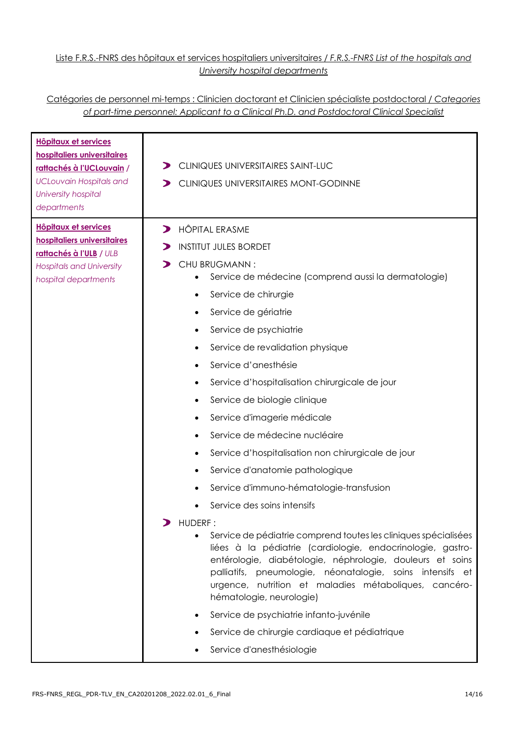<u>Liste F.R.S.-FNRS des hôpitaux et services hospitaliers universitaires / *F.R.S.-FNRS List of the hospitals and University hospital departments*</u>

<u>Catégories de personnel mi-temps : Clinicien doctorant et Clinicien spécialiste postdoctoral / *Categories of part-time personnel: Applicant to a Clinical Ph.D. and Postdoctoral Clinical Specialist*</u>

| | |
|---|---|
| **Hôpitaux et services hospitaliers universitaires rattachés à l'UCLouvain** / *UCLouvain Hospitals and University hospital departments* | ➤ CLINIQUES UNIVERSITAIRES SAINT-LUC<br>➤ CLINIQUES UNIVERSITAIRES MONT-GODINNE |
| **Hôpitaux et services hospitaliers universitaires rattachés à l'ULB** / *ULB Hospitals and University hospital departments* | ➤ HÔPITAL ERASME<br>➤ INSTITUT JULES BORDET<br>➤ CHU BRUGMANN :<br>• Service de médecine (comprend aussi la dermatologie)<br>• Service de chirurgie<br>• Service de gériatrie<br>• Service de psychiatrie<br>• Service de revalidation physique<br>• Service d'anesthésie<br>• Service d'hospitalisation chirurgicale de jour<br>• Service de biologie clinique<br>• Service d'imagerie médicale<br>• Service de médecine nucléaire<br>• Service d'hospitalisation non chirurgicale de jour<br>• Service d'anatomie pathologique<br>• Service d'immuno-hématologie-transfusion<br>• Service des soins intensifs<br>➤ HUDERF :<br>• Service de pédiatrie comprend toutes les cliniques spécialisées liées à la pédiatrie (cardiologie, endocrinologie, gastro-entérologie, diabétologie, néphrologie, douleurs et soins palliatifs, pneumologie, néonatalogie, soins intensifs et urgence, nutrition et maladies métaboliques, cancéro-hématologie, neurologie)<br>• Service de psychiatrie infanto-juvénile<br>• Service de chirurgie cardiaque et pédiatrique<br>• Service d'anesthésiologie |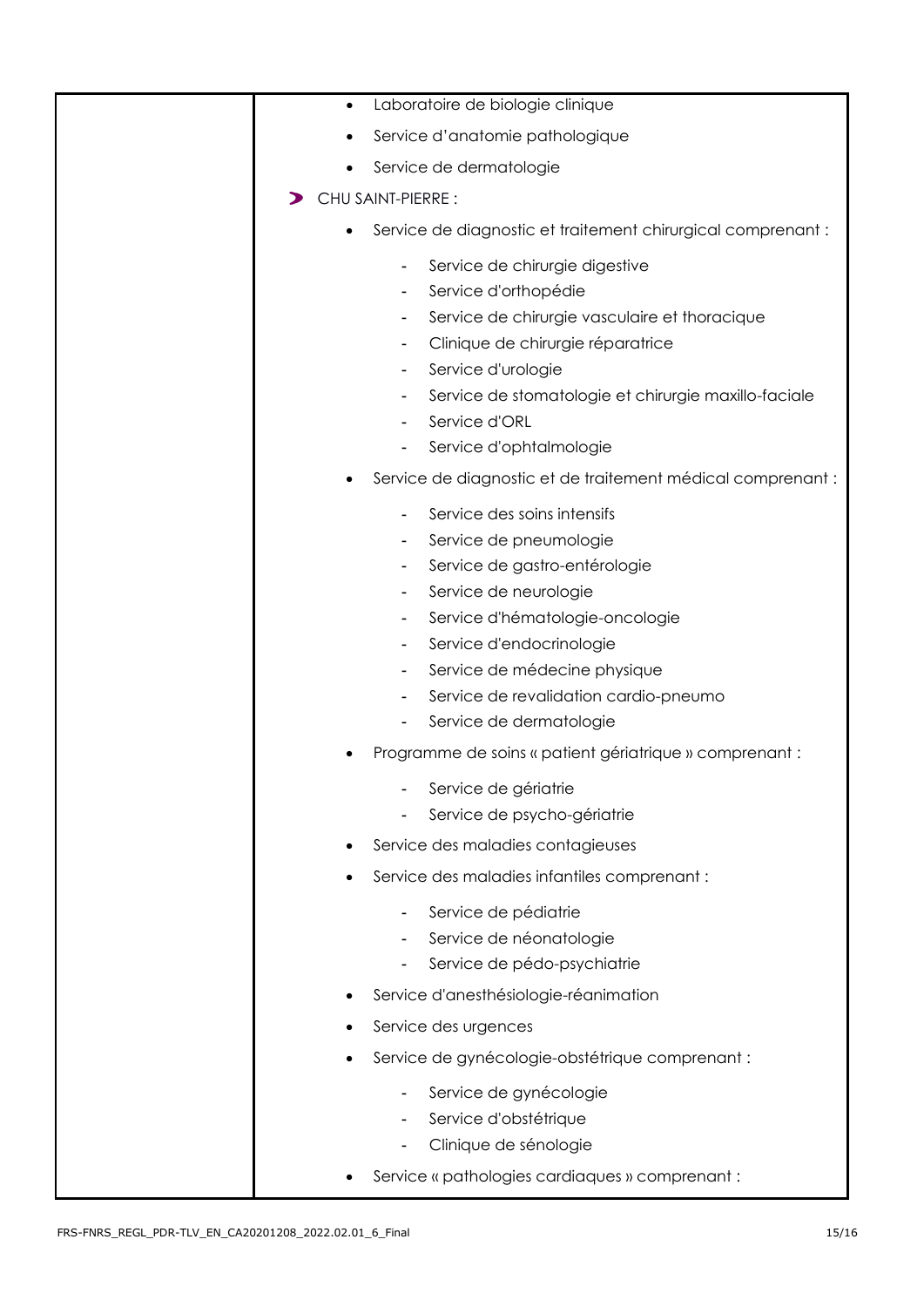| | |
|---|---|
| | • Laboratoire de biologie clinique<br>• Service d'anatomie pathologique<br>• Service de dermatologie<br><br>➤ CHU SAINT-PIERRE :<br><br>• Service de diagnostic et traitement chirurgical comprenant :<br>- Service de chirurgie digestive<br>- Service d'orthopédie<br>- Service de chirurgie vasculaire et thoracique<br>- Clinique de chirurgie réparatrice<br>- Service d'urologie<br>- Service de stomatologie et chirurgie maxillo-faciale<br>- Service d'ORL<br>- Service d'ophtalmologie<br><br>• Service de diagnostic et de traitement médical comprenant :<br>- Service des soins intensifs<br>- Service de pneumologie<br>- Service de gastro-entérologie<br>- Service de neurologie<br>- Service d'hématologie-oncologie<br>- Service d'endocrinologie<br>- Service de médecine physique<br>- Service de revalidation cardio-pneumo<br>- Service de dermatologie<br><br>• Programme de soins « patient gériatrique » comprenant :<br>- Service de gériatrie<br>- Service de psycho-gériatrie<br><br>• Service des maladies contagieuses<br><br>• Service des maladies infantiles comprenant :<br>- Service de pédiatrie<br>- Service de néonatologie<br>- Service de pédo-psychiatrie<br><br>• Service d'anesthésiologie-réanimation<br><br>• Service des urgences<br><br>• Service de gynécologie-obstétrique comprenant :<br>- Service de gynécologie<br>- Service d'obstétrique<br>- Clinique de sénologie<br><br>• Service « pathologies cardiaques » comprenant : |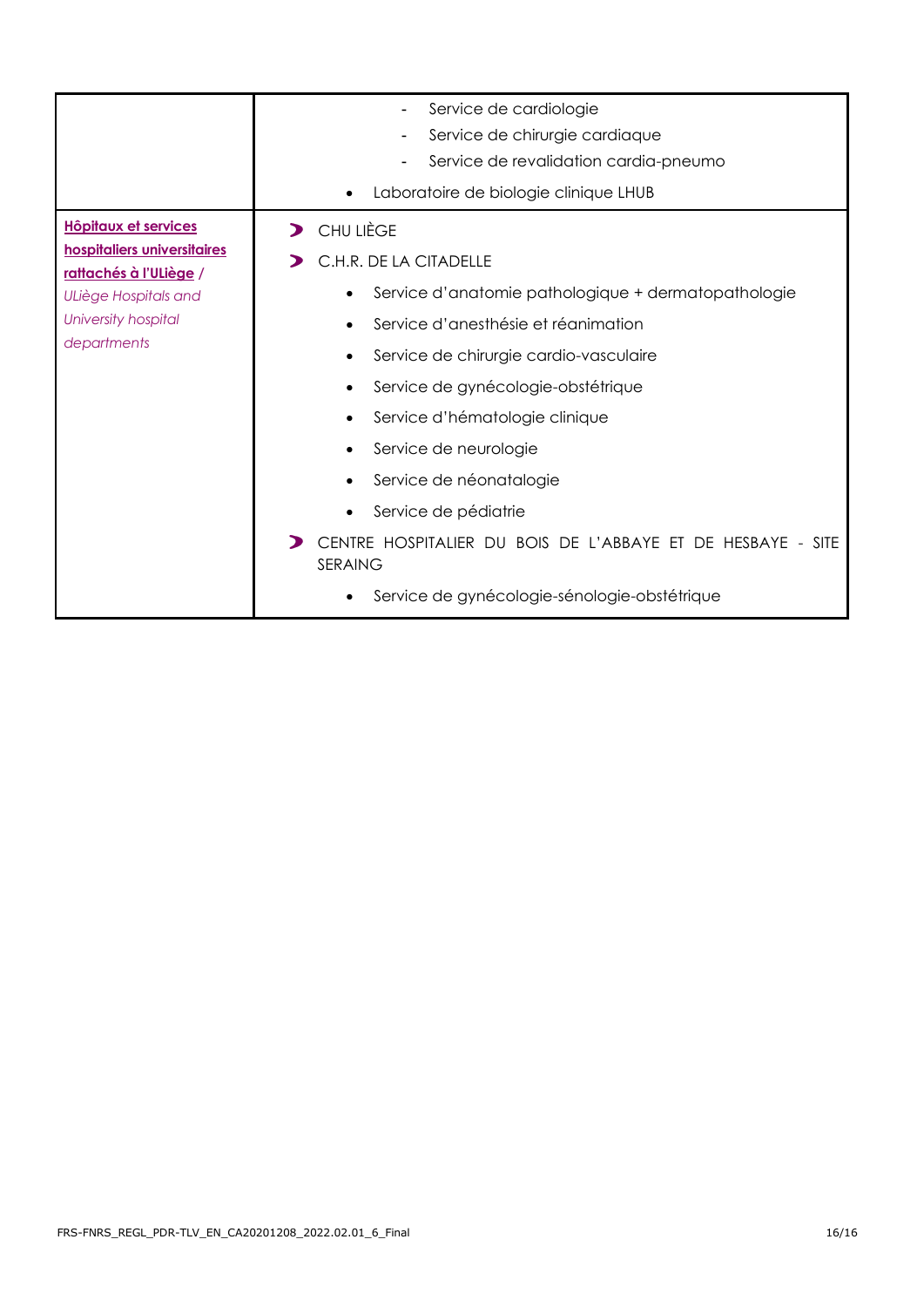| | |
|---|---|
| | - Service de cardiologie<br>- Service de chirurgie cardiaque<br>- Service de revalidation cardia-pneumo<br>• Laboratoire de biologie clinique LHUB |
| **Hôpitaux et services hospitaliers universitaires rattachés à l'ULiège** / *ULiège Hospitals and University hospital departments* | › CHU LIÈGE<br>› C.H.R. DE LA CITADELLE<br>• Service d'anatomie pathologique + dermatopathologie<br>• Service d'anesthésie et réanimation<br>• Service de chirurgie cardio-vasculaire<br>• Service de gynécologie-obstétrique<br>• Service d'hématologie clinique<br>• Service de neurologie<br>• Service de néonatalogie<br>• Service de pédiatrie<br>› CENTRE HOSPITALIER DU BOIS DE L'ABBAYE ET DE HESBAYE - SITE SERAING<br>• Service de gynécologie-sénologie-obstétrique |

FRS-FNRS_REGL_PDR-TLV_EN_CA20201208_2022.02.01_6_Final